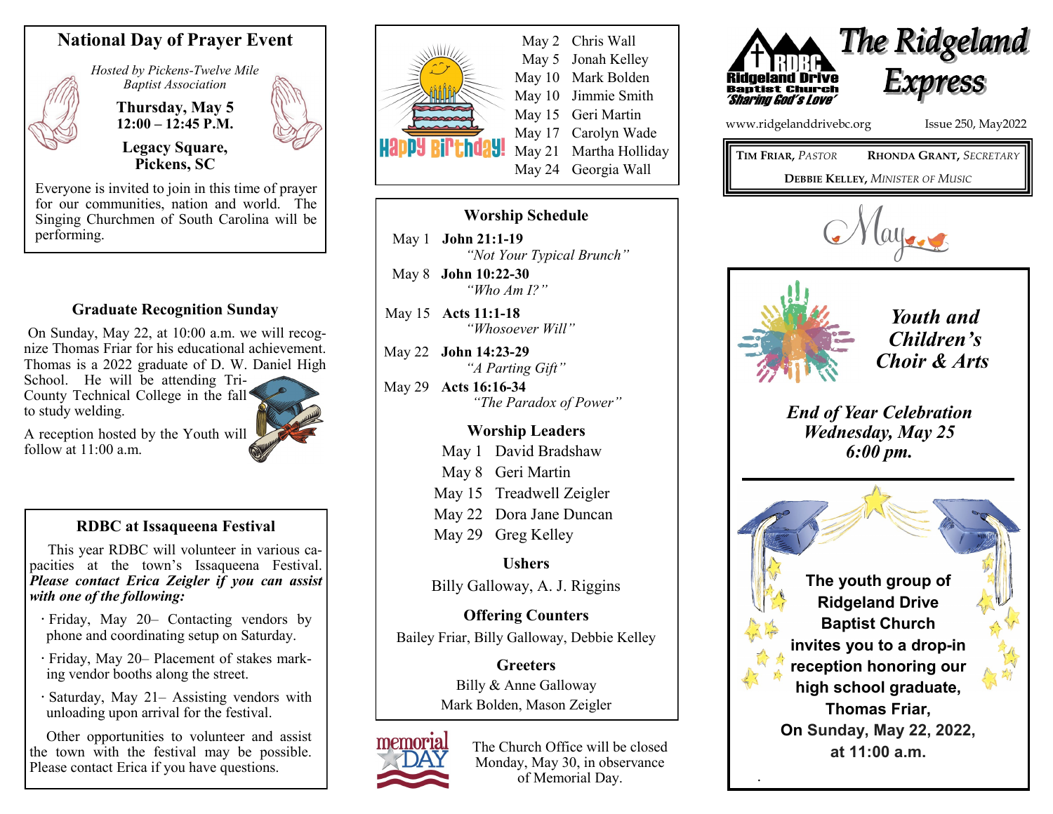## National Day of Prayer Event

*Hosted by Pickens-Twelve Mile Baptist Association*

**Thursday, May 5**
**12:00 – 12:45 P.M.**

**Legacy Square, Pickens, SC**

Everyone is invited to join in this time of prayer for our communities, nation and world. The Singing Churchmen of South Carolina will be performing.

## Graduate Recognition Sunday

On Sunday, May 22, at 10:00 a.m. we will recognize Thomas Friar for his educational achievement. Thomas is a 2022 graduate of D. W. Daniel High School. He will be attending Tri-County Technical College in the fall to study welding.

A reception hosted by the Youth will follow at 11:00 a.m.

## RDBC at Issaqueena Festival

This year RDBC will volunteer in various capacities at the town's Issaqueena Festival. ***Please contact Erica Zeigler if you can assist with one of the following:***

- Friday, May 20– Contacting vendors by phone and coordinating setup on Saturday.
- Friday, May 20– Placement of stakes marking vendor booths along the street.
- Saturday, May 21– Assisting vendors with unloading upon arrival for the festival.

Other opportunities to volunteer and assist the town with the festival may be possible. Please contact Erica if you have questions.

## Happy Birthday!

| | |
|---|---|
| May 2 | Chris Wall |
| May 5 | Jonah Kelley |
| May 10 | Mark Bolden |
| May 10 | Jimmie Smith |
| May 15 | Geri Martin |
| May 17 | Carolyn Wade |
| May 21 | Martha Holliday |
| May 24 | Georgia Wall |

## Worship Schedule

May 1 **John 21:1-19**
*"Not Your Typical Brunch"*

May 8 **John 10:22-30**
*"Who Am I?"*

May 15 **Acts 11:1-18**
*"Whosoever Will"*

May 22 **John 14:23-29**
*"A Parting Gift"*

May 29 **Acts 16:16-34**
*"The Paradox of Power"*

### Worship Leaders

| | |
|---|---|
| May 1 | David Bradshaw |
| May 8 | Geri Martin |
| May 15 | Treadwell Zeigler |
| May 22 | Dora Jane Duncan |
| May 29 | Greg Kelley |

### Ushers

Billy Galloway, A. J. Riggins

### Offering Counters

Bailey Friar, Billy Galloway, Debbie Kelley

### Greeters

Billy & Anne Galloway
Mark Bolden, Mason Zeigler

The Church Office will be closed Monday, May 30, in observance of Memorial Day.

# The Ridgeland Express

Ridgeland Drive Baptist Church
*'Sharing God's Love'*

www.ridgelanddrivebc.org Issue 250, May2022

**Tim Friar**, *Pastor* **Rhonda Grant**, *Secretary*
**Debbie Kelley**, *Minister of Music*

May

## *Youth and Children's Choir & Arts*

### *End of Year Celebration*
### *Wednesday, May 25*
### *6:00 pm.*

**The youth group of Ridgeland Drive Baptist Church invites you to a drop-in reception honoring our high school graduate, Thomas Friar, On Sunday, May 22, 2022, at 11:00 a.m.**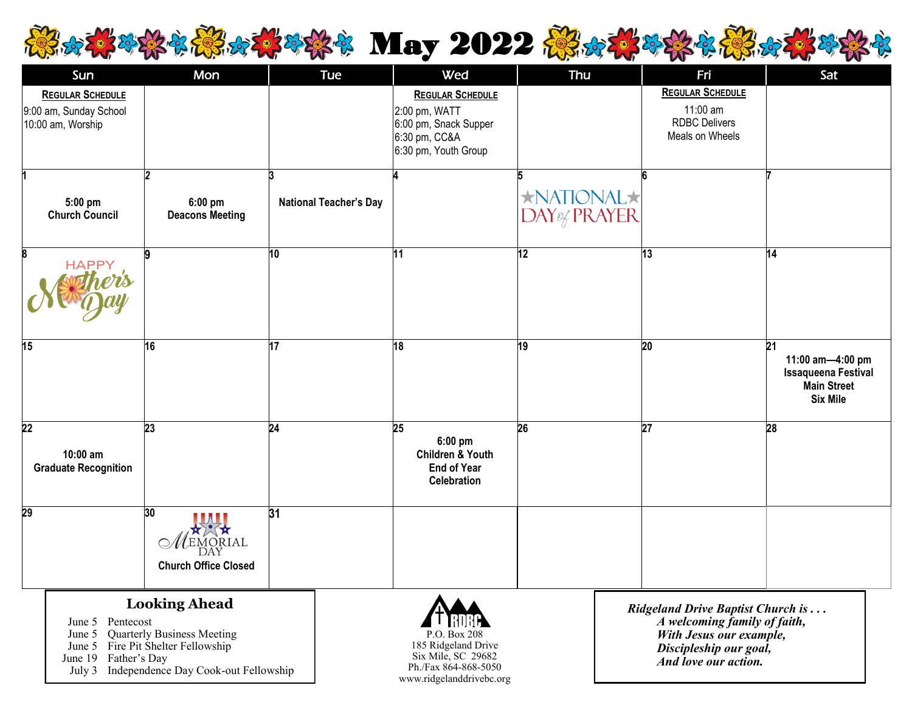# May 2022

| Sun | Mon | Tue | Wed | Thu | Fri | Sat |
|---|---|---|---|---|---|---|
| **REGULAR SCHEDULE**<br>9:00 am, Sunday School<br>10:00 am, Worship | | | **REGULAR SCHEDULE**<br>2:00 pm, WATT<br>6:00 pm, Snack Supper<br>6:30 pm, CC&A<br>6:30 pm, Youth Group | | **REGULAR SCHEDULE**<br>11:00 am<br>RDBC Delivers<br>Meals on Wheels | |
| 1<br>**5:00 pm**<br>**Church Council** | 2<br>**6:00 pm**<br>**Deacons Meeting** | 3<br>**National Teacher's Day** | 4 | 5<br>★NATIONAL★<br>DAY of PRAYER | 6 | 7 |
| 8<br>HAPPY Mother's Day | 9 | 10 | 11 | 12 | 13 | 14 |
| 15 | 16 | 17 | 18 | 19 | 20 | 21<br>**11:00 am—4:00 pm**<br>**Issaqueena Festival**<br>**Main Street**<br>**Six Mile** |
| 22<br>**10:00 am**<br>**Graduate Recognition** | 23 | 24 | 25<br>**6:00 pm**<br>**Children & Youth**<br>**End of Year**<br>**Celebration** | 26 | 27 | 28 |
| 29 | 30<br>MEMORIAL DAY<br>**Church Office Closed** | 31 | | | | |

## Looking Ahead

- June 5 Pentecost
- June 5 Quarterly Business Meeting
- June 5 Fire Pit Shelter Fellowship
- June 19 Father's Day
- July 3 Independence Day Cook-out Fellowship

RDBC
P.O. Box 208
185 Ridgeland Drive
Six Mile, SC 29682
Ph./Fax 864-868-5050
www.ridgelanddrivebc.org

***Ridgeland Drive Baptist Church is . . .***
***A welcoming family of faith,***
***With Jesus our example,***
***Discipleship our goal,***
***And love our action.***